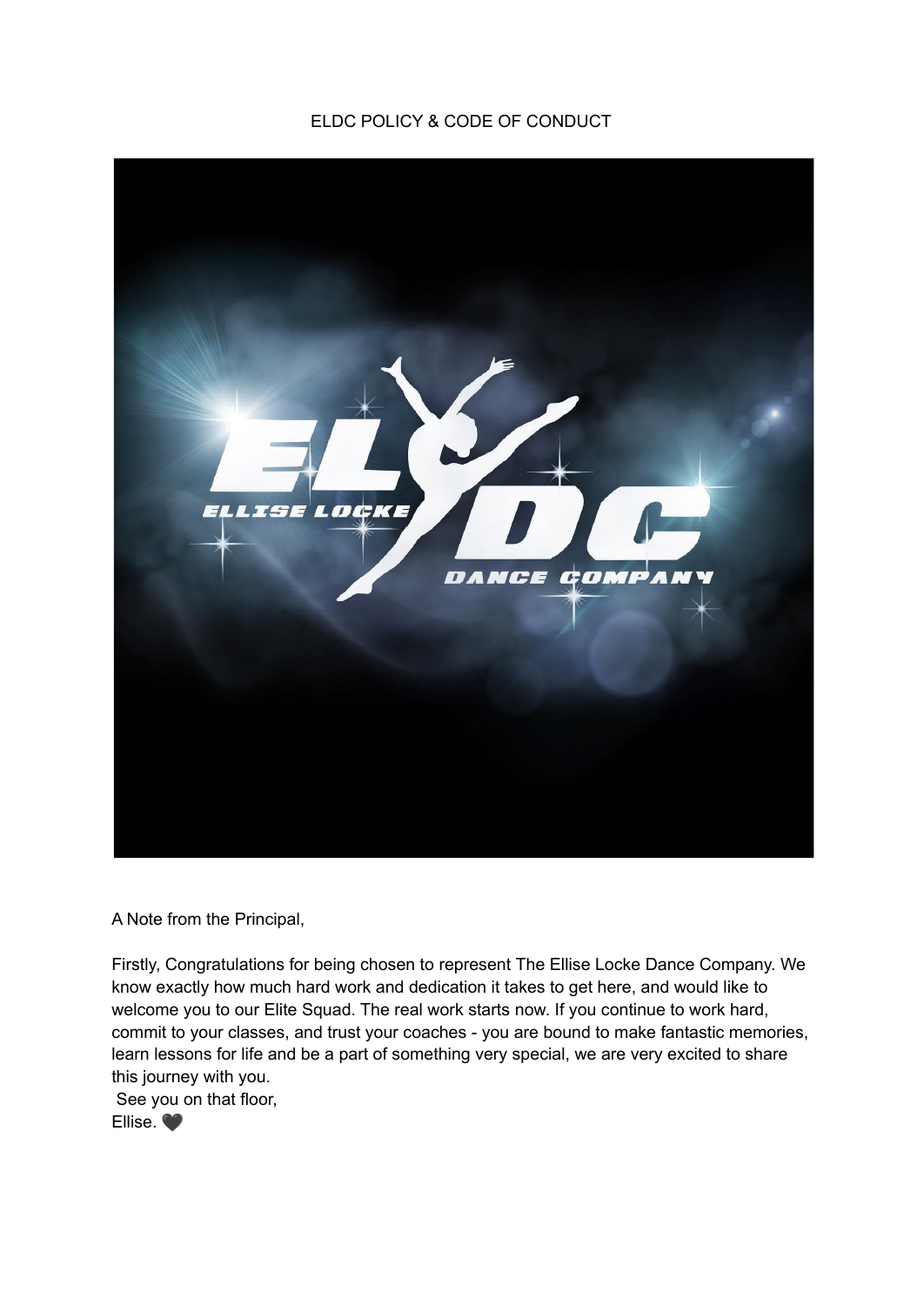# ELDC POLICY & CODE OF CONDUCT

A Note from the Principal,

Firstly, Congratulations for being chosen to represent The Ellise Locke Dance Company. We know exactly how much hard work and dedication it takes to get here, and would like to welcome you to our Elite Squad. The real work starts now. If you continue to work hard, commit to your classes, and trust your coaches - you are bound to make fantastic memories, learn lessons for life and be a part of something very special, we are very excited to share this journey with you.

See you on that floor,
Ellise. 🖤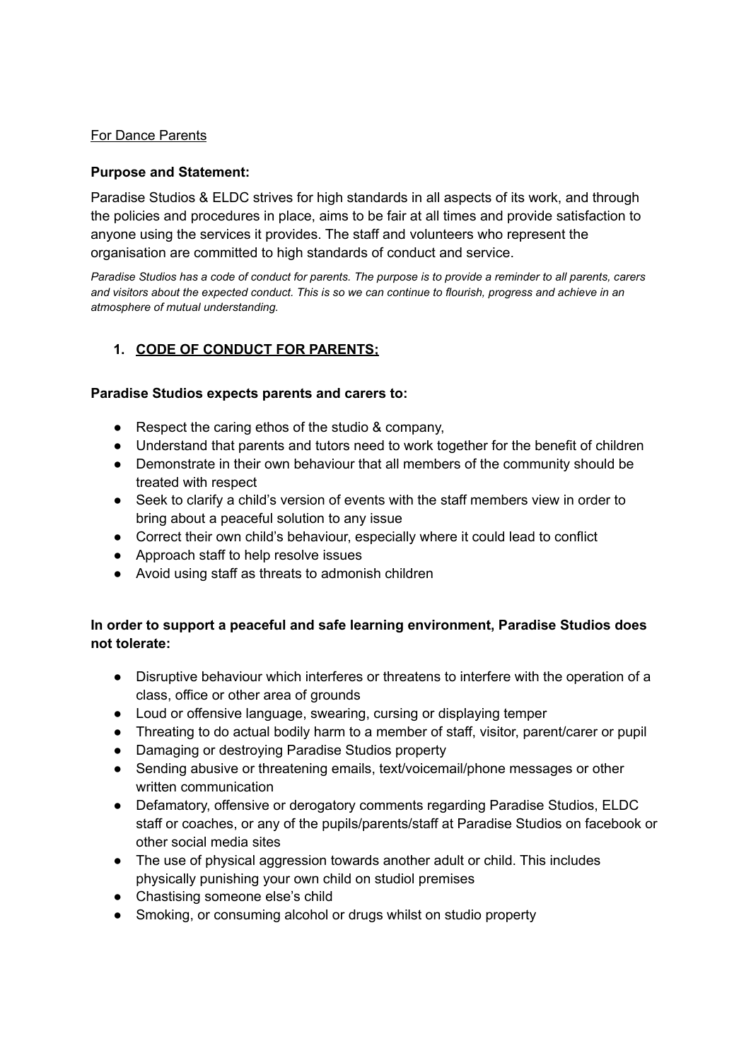<u>For Dance Parents</u>

**Purpose and Statement:**

Paradise Studios & ELDC strives for high standards in all aspects of its work, and through the policies and procedures in place, aims to be fair at all times and provide satisfaction to anyone using the services it provides. The staff and volunteers who represent the organisation are committed to high standards of conduct and service.

*Paradise Studios has a code of conduct for parents. The purpose is to provide a reminder to all parents, carers and visitors about the expected conduct. This is so we can continue to flourish, progress and achieve in an atmosphere of mutual understanding.*

## 1. <u>CODE OF CONDUCT FOR PARENTS:</u>

**Paradise Studios expects parents and carers to:**

- Respect the caring ethos of the studio & company,
- Understand that parents and tutors need to work together for the benefit of children
- Demonstrate in their own behaviour that all members of the community should be treated with respect
- Seek to clarify a child's version of events with the staff members view in order to bring about a peaceful solution to any issue
- Correct their own child's behaviour, especially where it could lead to conflict
- Approach staff to help resolve issues
- Avoid using staff as threats to admonish children

**In order to support a peaceful and safe learning environment, Paradise Studios does not tolerate:**

- Disruptive behaviour which interferes or threatens to interfere with the operation of a class, office or other area of grounds
- Loud or offensive language, swearing, cursing or displaying temper
- Threating to do actual bodily harm to a member of staff, visitor, parent/carer or pupil
- Damaging or destroying Paradise Studios property
- Sending abusive or threatening emails, text/voicemail/phone messages or other written communication
- Defamatory, offensive or derogatory comments regarding Paradise Studios, ELDC staff or coaches, or any of the pupils/parents/staff at Paradise Studios on facebook or other social media sites
- The use of physical aggression towards another adult or child. This includes physically punishing your own child on studiol premises
- Chastising someone else's child
- Smoking, or consuming alcohol or drugs whilst on studio property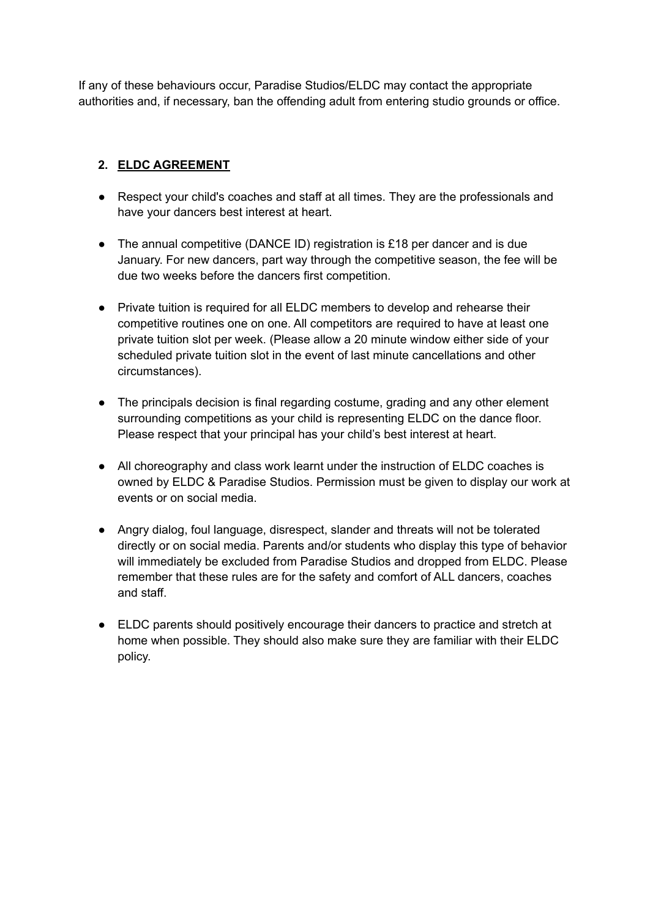If any of these behaviours occur, Paradise Studios/ELDC may contact the appropriate authorities and, if necessary, ban the offending adult from entering studio grounds or office.

## 2. ELDC AGREEMENT

- Respect your child's coaches and staff at all times. They are the professionals and have your dancers best interest at heart.
- The annual competitive (DANCE ID) registration is £18 per dancer and is due January. For new dancers, part way through the competitive season, the fee will be due two weeks before the dancers first competition.
- Private tuition is required for all ELDC members to develop and rehearse their competitive routines one on one. All competitors are required to have at least one private tuition slot per week. (Please allow a 20 minute window either side of your scheduled private tuition slot in the event of last minute cancellations and other circumstances).
- The principals decision is final regarding costume, grading and any other element surrounding competitions as your child is representing ELDC on the dance floor. Please respect that your principal has your child's best interest at heart.
- All choreography and class work learnt under the instruction of ELDC coaches is owned by ELDC & Paradise Studios. Permission must be given to display our work at events or on social media.
- Angry dialog, foul language, disrespect, slander and threats will not be tolerated directly or on social media. Parents and/or students who display this type of behavior will immediately be excluded from Paradise Studios and dropped from ELDC. Please remember that these rules are for the safety and comfort of ALL dancers, coaches and staff.
- ELDC parents should positively encourage their dancers to practice and stretch at home when possible. They should also make sure they are familiar with their ELDC policy.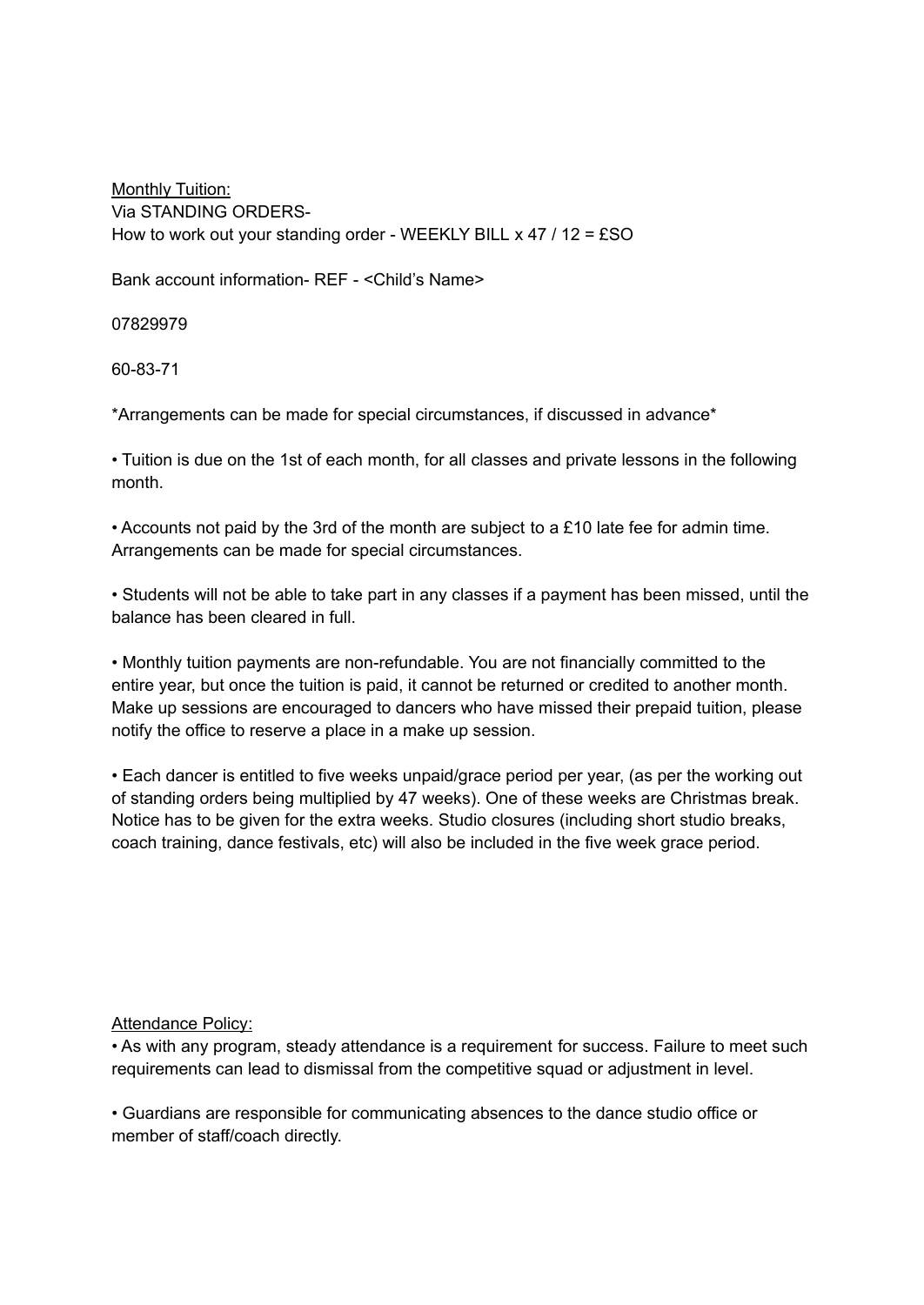<u>Monthly Tuition:</u>
Via STANDING ORDERS-
How to work out your standing order - WEEKLY BILL x 47 / 12 = £SO

Bank account information- REF - <Child's Name>

07829979

60-83-71

*Arrangements can be made for special circumstances, if discussed in advance*

• Tuition is due on the 1st of each month, for all classes and private lessons in the following month.

• Accounts not paid by the 3rd of the month are subject to a £10 late fee for admin time. Arrangements can be made for special circumstances.

• Students will not be able to take part in any classes if a payment has been missed, until the balance has been cleared in full.

• Monthly tuition payments are non-refundable. You are not financially committed to the entire year, but once the tuition is paid, it cannot be returned or credited to another month. Make up sessions are encouraged to dancers who have missed their prepaid tuition, please notify the office to reserve a place in a make up session.

• Each dancer is entitled to five weeks unpaid/grace period per year, (as per the working out of standing orders being multiplied by 47 weeks). One of these weeks are Christmas break. Notice has to be given for the extra weeks. Studio closures (including short studio breaks, coach training, dance festivals, etc) will also be included in the five week grace period.

<u>Attendance Policy:</u>

• As with any program, steady attendance is a requirement for success. Failure to meet such requirements can lead to dismissal from the competitive squad or adjustment in level.

• Guardians are responsible for communicating absences to the dance studio office or member of staff/coach directly.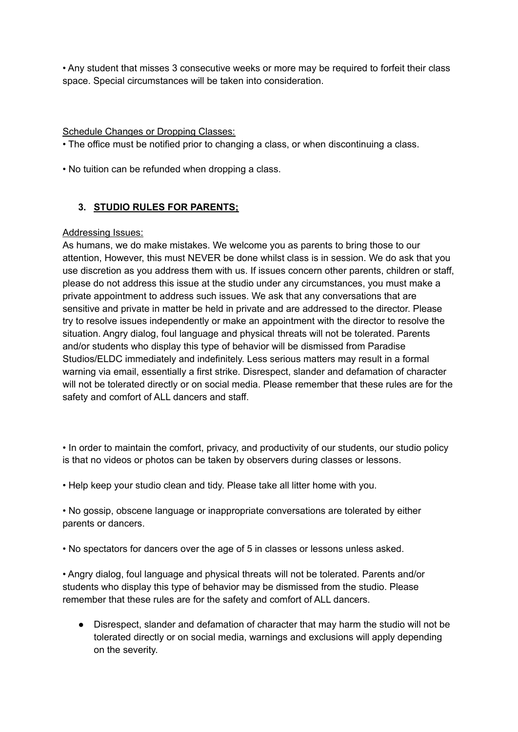• Any student that misses 3 consecutive weeks or more may be required to forfeit their class space. Special circumstances will be taken into consideration.

<u>Schedule Changes or Dropping Classes:</u>

• The office must be notified prior to changing a class, or when discontinuing a class.

• No tuition can be refunded when dropping a class.

### 3. **<u>STUDIO RULES FOR PARENTS;</u>**

<u>Addressing Issues:</u>

As humans, we do make mistakes. We welcome you as parents to bring those to our attention, However, this must NEVER be done whilst class is in session. We do ask that you use discretion as you address them with us. If issues concern other parents, children or staff, please do not address this issue at the studio under any circumstances, you must make a private appointment to address such issues. We ask that any conversations that are sensitive and private in matter be held in private and are addressed to the director. Please try to resolve issues independently or make an appointment with the director to resolve the situation. Angry dialog, foul language and physical threats will not be tolerated. Parents and/or students who display this type of behavior will be dismissed from Paradise Studios/ELDC immediately and indefinitely. Less serious matters may result in a formal warning via email, essentially a first strike. Disrespect, slander and defamation of character will not be tolerated directly or on social media. Please remember that these rules are for the safety and comfort of ALL dancers and staff.

• In order to maintain the comfort, privacy, and productivity of our students, our studio policy is that no videos or photos can be taken by observers during classes or lessons.

• Help keep your studio clean and tidy. Please take all litter home with you.

• No gossip, obscene language or inappropriate conversations are tolerated by either parents or dancers.

• No spectators for dancers over the age of 5 in classes or lessons unless asked.

• Angry dialog, foul language and physical threats will not be tolerated. Parents and/or students who display this type of behavior may be dismissed from the studio. Please remember that these rules are for the safety and comfort of ALL dancers.

- Disrespect, slander and defamation of character that may harm the studio will not be tolerated directly or on social media, warnings and exclusions will apply depending on the severity.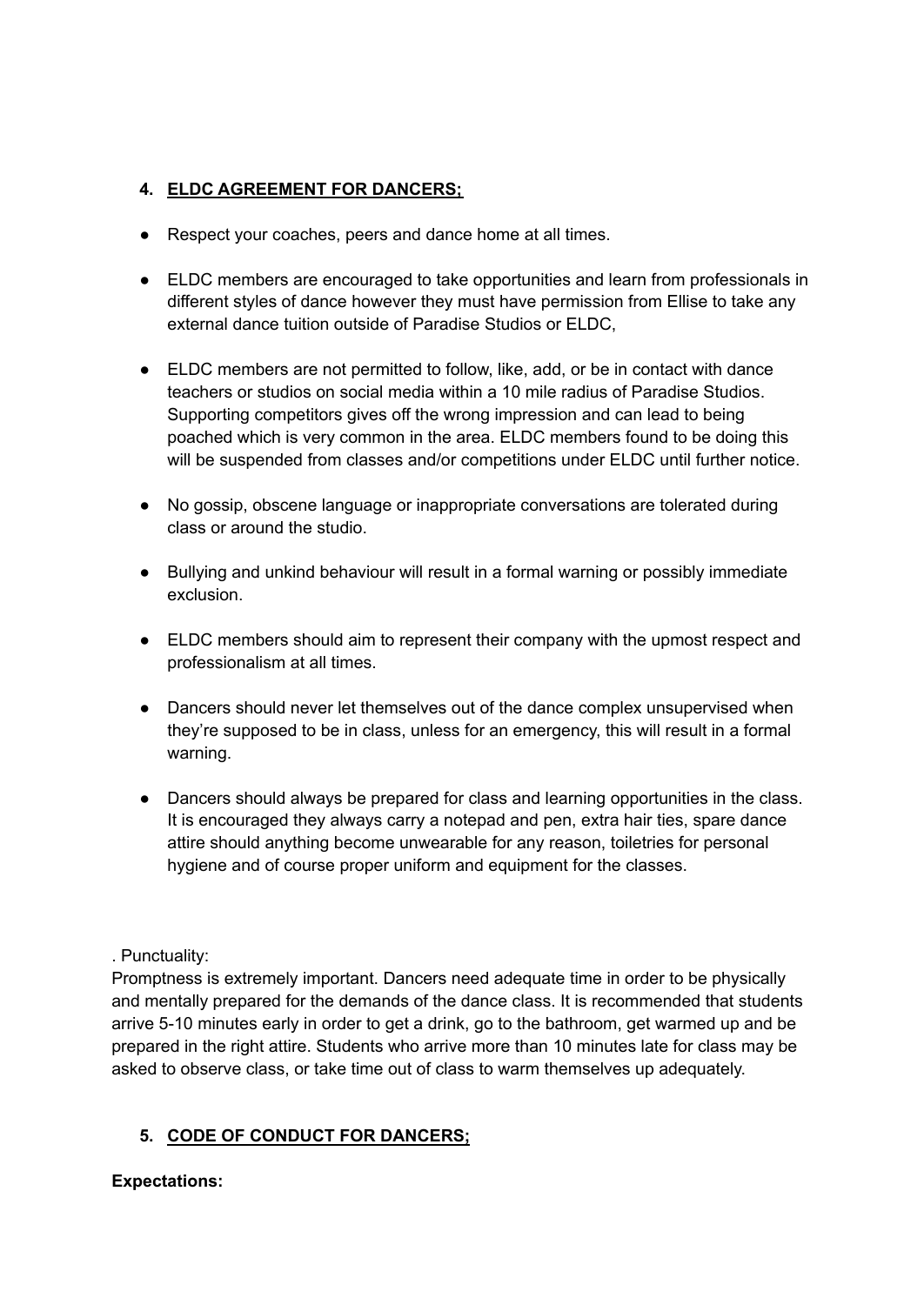4. **<u>ELDC AGREEMENT FOR DANCERS;</u>**

- Respect your coaches, peers and dance home at all times.
- ELDC members are encouraged to take opportunities and learn from professionals in different styles of dance however they must have permission from Ellise to take any external dance tuition outside of Paradise Studios or ELDC,
- ELDC members are not permitted to follow, like, add, or be in contact with dance teachers or studios on social media within a 10 mile radius of Paradise Studios. Supporting competitors gives off the wrong impression and can lead to being poached which is very common in the area. ELDC members found to be doing this will be suspended from classes and/or competitions under ELDC until further notice.
- No gossip, obscene language or inappropriate conversations are tolerated during class or around the studio.
- Bullying and unkind behaviour will result in a formal warning or possibly immediate exclusion.
- ELDC members should aim to represent their company with the upmost respect and professionalism at all times.
- Dancers should never let themselves out of the dance complex unsupervised when they're supposed to be in class, unless for an emergency, this will result in a formal warning.
- Dancers should always be prepared for class and learning opportunities in the class. It is encouraged they always carry a notepad and pen, extra hair ties, spare dance attire should anything become unwearable for any reason, toiletries for personal hygiene and of course proper uniform and equipment for the classes.

. Punctuality:
Promptness is extremely important. Dancers need adequate time in order to be physically and mentally prepared for the demands of the dance class. It is recommended that students arrive 5-10 minutes early in order to get a drink, go to the bathroom, get warmed up and be prepared in the right attire. Students who arrive more than 10 minutes late for class may be asked to observe class, or take time out of class to warm themselves up adequately.

5. **<u>CODE OF CONDUCT FOR DANCERS;</u>**

**Expectations:**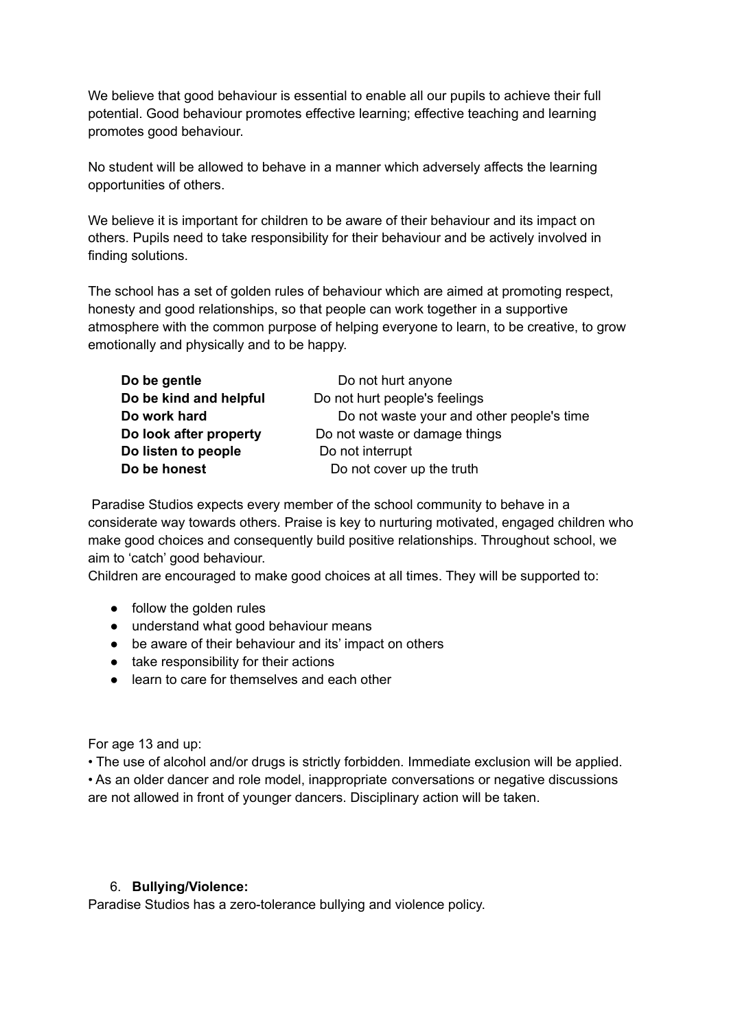We believe that good behaviour is essential to enable all our pupils to achieve their full potential. Good behaviour promotes effective learning; effective teaching and learning promotes good behaviour.

No student will be allowed to behave in a manner which adversely affects the learning opportunities of others.

We believe it is important for children to be aware of their behaviour and its impact on others. Pupils need to take responsibility for their behaviour and be actively involved in finding solutions.

The school has a set of golden rules of behaviour which are aimed at promoting respect, honesty and good relationships, so that people can work together in a supportive atmosphere with the common purpose of helping everyone to learn, to be creative, to grow emotionally and physically and to be happy.

| | |
|---|---|
| **Do be gentle** | Do not hurt anyone |
| **Do be kind and helpful** | Do not hurt people's feelings |
| **Do work hard** | Do not waste your and other people's time |
| **Do look after property** | Do not waste or damage things |
| **Do listen to people** | Do not interrupt |
| **Do be honest** | Do not cover up the truth |

Paradise Studios expects every member of the school community to behave in a considerate way towards others. Praise is key to nurturing motivated, engaged children who make good choices and consequently build positive relationships. Throughout school, we aim to 'catch' good behaviour.
Children are encouraged to make good choices at all times. They will be supported to:

- follow the golden rules
- understand what good behaviour means
- be aware of their behaviour and its' impact on others
- take responsibility for their actions
- learn to care for themselves and each other

For age 13 and up:
• The use of alcohol and/or drugs is strictly forbidden. Immediate exclusion will be applied.
• As an older dancer and role model, inappropriate conversations or negative discussions are not allowed in front of younger dancers. Disciplinary action will be taken.

6. **Bullying/Violence:**

Paradise Studios has a zero-tolerance bullying and violence policy.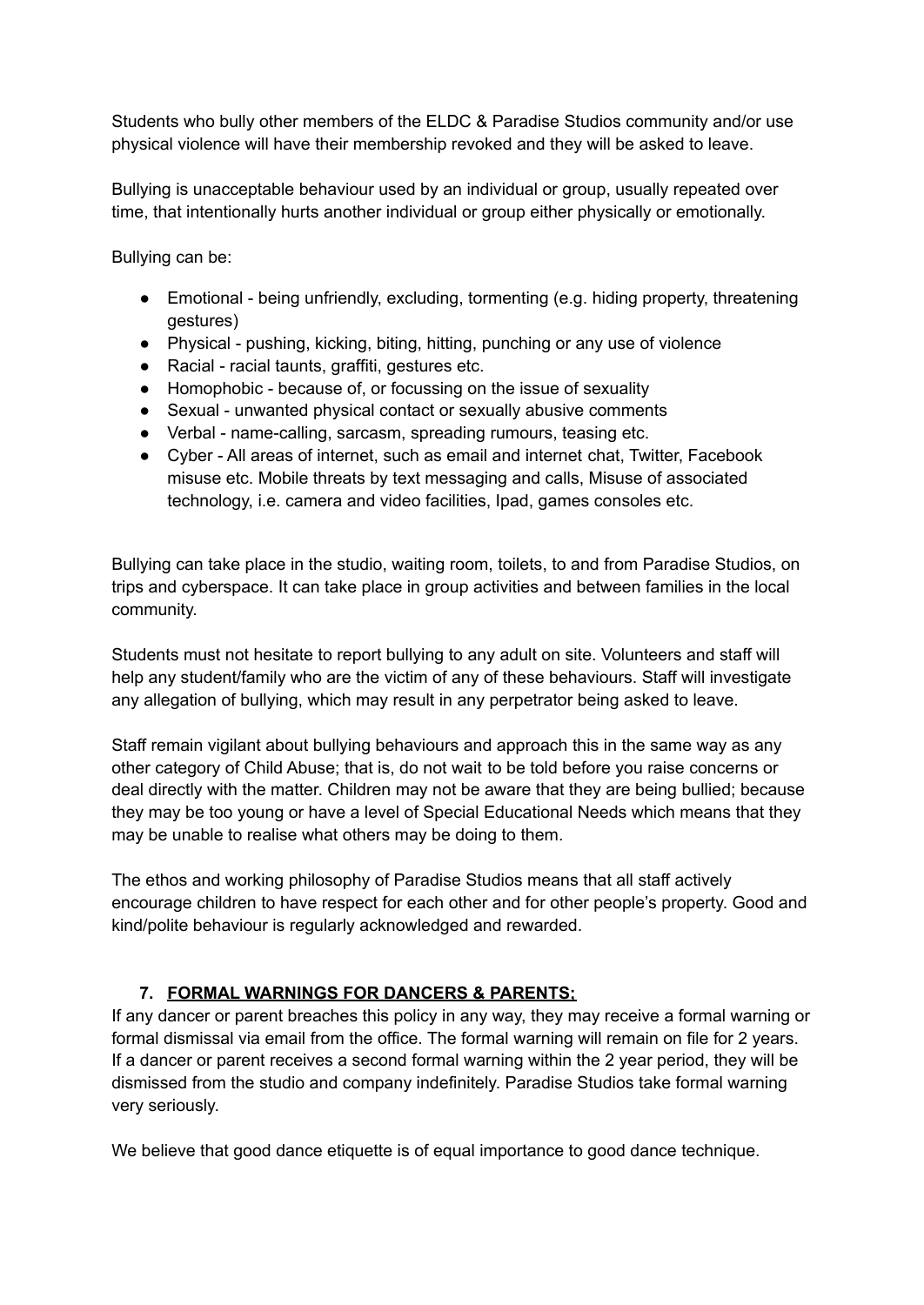Students who bully other members of the ELDC & Paradise Studios community and/or use physical violence will have their membership revoked and they will be asked to leave.

Bullying is unacceptable behaviour used by an individual or group, usually repeated over time, that intentionally hurts another individual or group either physically or emotionally.

Bullying can be:

- Emotional - being unfriendly, excluding, tormenting (e.g. hiding property, threatening gestures)
- Physical - pushing, kicking, biting, hitting, punching or any use of violence
- Racial - racial taunts, graffiti, gestures etc.
- Homophobic - because of, or focussing on the issue of sexuality
- Sexual - unwanted physical contact or sexually abusive comments
- Verbal - name-calling, sarcasm, spreading rumours, teasing etc.
- Cyber - All areas of internet, such as email and internet chat, Twitter, Facebook misuse etc. Mobile threats by text messaging and calls, Misuse of associated technology, i.e. camera and video facilities, Ipad, games consoles etc.

Bullying can take place in the studio, waiting room, toilets, to and from Paradise Studios, on trips and cyberspace. It can take place in group activities and between families in the local community.

Students must not hesitate to report bullying to any adult on site. Volunteers and staff will help any student/family who are the victim of any of these behaviours. Staff will investigate any allegation of bullying, which may result in any perpetrator being asked to leave.

Staff remain vigilant about bullying behaviours and approach this in the same way as any other category of Child Abuse; that is, do not wait to be told before you raise concerns or deal directly with the matter. Children may not be aware that they are being bullied; because they may be too young or have a level of Special Educational Needs which means that they may be unable to realise what others may be doing to them.

The ethos and working philosophy of Paradise Studios means that all staff actively encourage children to have respect for each other and for other people's property. Good and kind/polite behaviour is regularly acknowledged and rewarded.

## 7. FORMAL WARNINGS FOR DANCERS & PARENTS;

If any dancer or parent breaches this policy in any way, they may receive a formal warning or formal dismissal via email from the office. The formal warning will remain on file for 2 years. If a dancer or parent receives a second formal warning within the 2 year period, they will be dismissed from the studio and company indefinitely. Paradise Studios take formal warning very seriously.

We believe that good dance etiquette is of equal importance to good dance technique.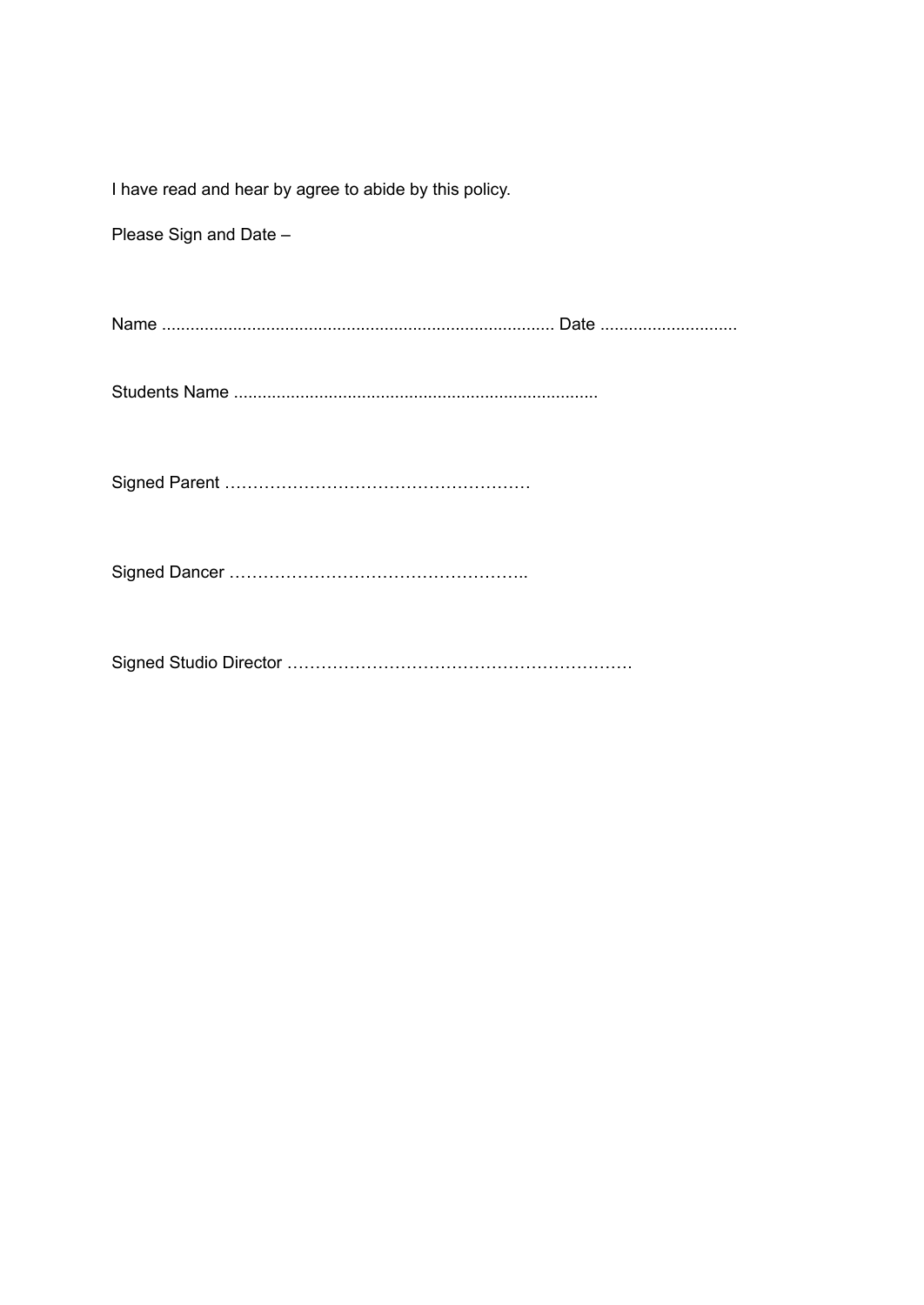I have read and hear by agree to abide by this policy.

Please Sign and Date –

Name .................................................................................. Date ............................

Students Name ...........................................................................

Signed Parent ………………………………………………

Signed Dancer ……………………………………………..

Signed Studio Director ……………………………………………………